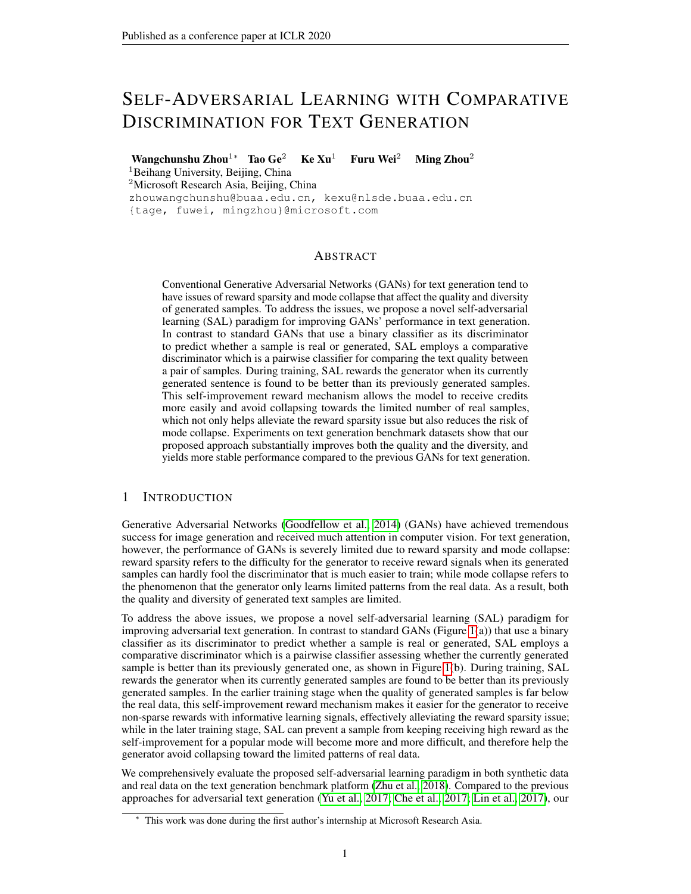# SELF-ADVERSARIAL LEARNING WITH COMPARATIVE DISCRIMINATION FOR TEXT GENERATION

**Wangchunshu Zhou**[1*] **Tao Ge**[2] **Ke Xu**[1] **Furu Wei**[2] **Ming Zhou**[2]

[1]Beihang University, Beijing, China

[2]Microsoft Research Asia, Beijing, China

zhouwangchunshu@buaa.edu.cn, kexu@nlsde.buaa.edu.cn

{tage, fuwei, mingzhou}@microsoft.com

## ABSTRACT

Conventional Generative Adversarial Networks (GANs) for text generation tend to have issues of reward sparsity and mode collapse that affect the quality and diversity of generated samples. To address the issues, we propose a novel self-adversarial learning (SAL) paradigm for improving GANs' performance in text generation. In contrast to standard GANs that use a binary classifier as its discriminator to predict whether a sample is real or generated, SAL employs a comparative discriminator which is a pairwise classifier for comparing the text quality between a pair of samples. During training, SAL rewards the generator when its currently generated sentence is found to be better than its previously generated samples. This self-improvement reward mechanism allows the model to receive credits more easily and avoid collapsing towards the limited number of real samples, which not only helps alleviate the reward sparsity issue but also reduces the risk of mode collapse. Experiments on text generation benchmark datasets show that our proposed approach substantially improves both the quality and the diversity, and yields more stable performance compared to the previous GANs for text generation.

## 1 INTRODUCTION

Generative Adversarial Networks (Goodfellow et al., 2014) (GANs) have achieved tremendous success for image generation and received much attention in computer vision. For text generation, however, the performance of GANs is severely limited due to reward sparsity and mode collapse: reward sparsity refers to the difficulty for the generator to receive reward signals when its generated samples can hardly fool the discriminator that is much easier to train; while mode collapse refers to the phenomenon that the generator only learns limited patterns from the real data. As a result, both the quality and diversity of generated text samples are limited.

To address the above issues, we propose a novel self-adversarial learning (SAL) paradigm for improving adversarial text generation. In contrast to standard GANs (Figure 1(a)) that use a binary classifier as its discriminator to predict whether a sample is real or generated, SAL employs a comparative discriminator which is a pairwise classifier assessing whether the currently generated sample is better than its previously generated one, as shown in Figure 1(b). During training, SAL rewards the generator when its currently generated samples are found to be better than its previously generated samples. In the earlier training stage when the quality of generated samples is far below the real data, this self-improvement reward mechanism makes it easier for the generator to receive non-sparse rewards with informative learning signals, effectively alleviating the reward sparsity issue; while in the later training stage, SAL can prevent a sample from keeping receiving high reward as the self-improvement for a popular mode will become more and more difficult, and therefore help the generator avoid collapsing toward the limited patterns of real data.

We comprehensively evaluate the proposed self-adversarial learning paradigm in both synthetic data and real data on the text generation benchmark platform (Zhu et al., 2018). Compared to the previous approaches for adversarial text generation (Yu et al., 2017; Che et al., 2017; Lin et al., 2017), our

[*] This work was done during the first author's internship at Microsoft Research Asia.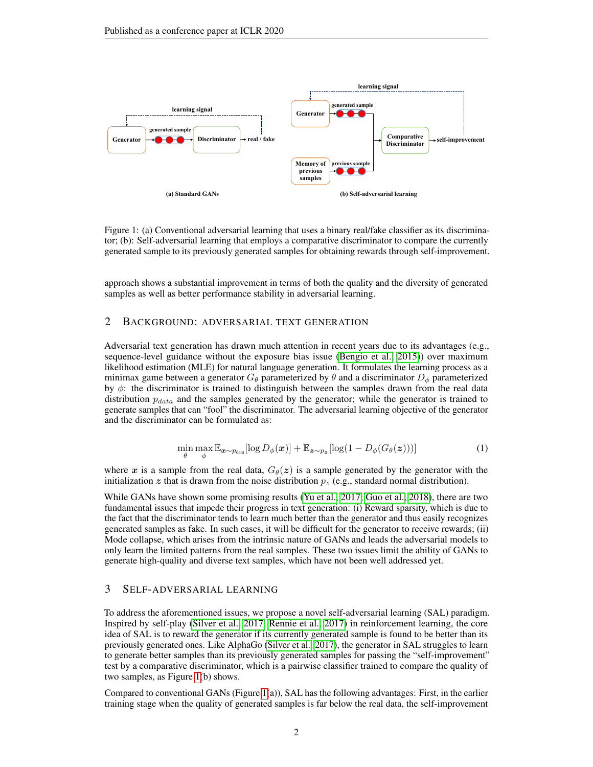Figure 1: (a) Conventional adversarial learning that uses a binary real/fake classifier as its discriminator; (b): Self-adversarial learning that employs a comparative discriminator to compare the currently generated sample to its previously generated samples for obtaining rewards through self-improvement.

approach shows a substantial improvement in terms of both the quality and the diversity of generated samples as well as better performance stability in adversarial learning.

## 2 Background: Adversarial Text Generation

Adversarial text generation has drawn much attention in recent years due to its advantages (e.g., sequence-level guidance without the exposure bias issue (Bengio et al., 2015)) over maximum likelihood estimation (MLE) for natural language generation. It formulates the learning process as a minimax game between a generator $G_\theta$ parameterized by $\theta$ and a discriminator $D_\phi$ parameterized by $\phi$: the discriminator is trained to distinguish between the samples drawn from the real data distribution $p_{data}$ and the samples generated by the generator; while the generator is trained to generate samples that can "fool" the discriminator. The adversarial learning objective of the generator and the discriminator can be formulated as:

$$\min_\theta \max_\phi \mathbb{E}_{\boldsymbol{x} \sim p_{\text{data}}}[\log D_\phi(\boldsymbol{x})] + \mathbb{E}_{\boldsymbol{z} \sim p_{\boldsymbol{z}}}[\log(1 - D_\phi(G_\theta(\boldsymbol{z})))] \tag{1}$$

where $\boldsymbol{x}$ is a sample from the real data, $G_\theta(\boldsymbol{z})$ is a sample generated by the generator with the initialization $\boldsymbol{z}$ that is drawn from the noise distribution $p_z$ (e.g., standard normal distribution).

While GANs have shown some promising results (Yu et al., 2017; Guo et al., 2018), there are two fundamental issues that impede their progress in text generation: (i) Reward sparsity, which is due to the fact that the discriminator tends to learn much better than the generator and thus easily recognizes generated samples as fake. In such cases, it will be difficult for the generator to receive rewards; (ii) Mode collapse, which arises from the intrinsic nature of GANs and leads the adversarial models to only learn the limited patterns from the real samples. These two issues limit the ability of GANs to generate high-quality and diverse text samples, which have not been well addressed yet.

## 3 Self-Adversarial Learning

To address the aforementioned issues, we propose a novel self-adversarial learning (SAL) paradigm. Inspired by self-play (Silver et al., 2017; Rennie et al., 2017) in reinforcement learning, the core idea of SAL is to reward the generator if its currently generated sample is found to be better than its previously generated ones. Like AlphaGo (Silver et al., 2017), the generator in SAL struggles to learn to generate better samples than its previously generated samples for passing the "self-improvement" test by a comparative discriminator, which is a pairwise classifier trained to compare the quality of two samples, as Figure 1(b) shows.

Compared to conventional GANs (Figure 1(a)), SAL has the following advantages: First, in the earlier training stage when the quality of generated samples is far below the real data, the self-improvement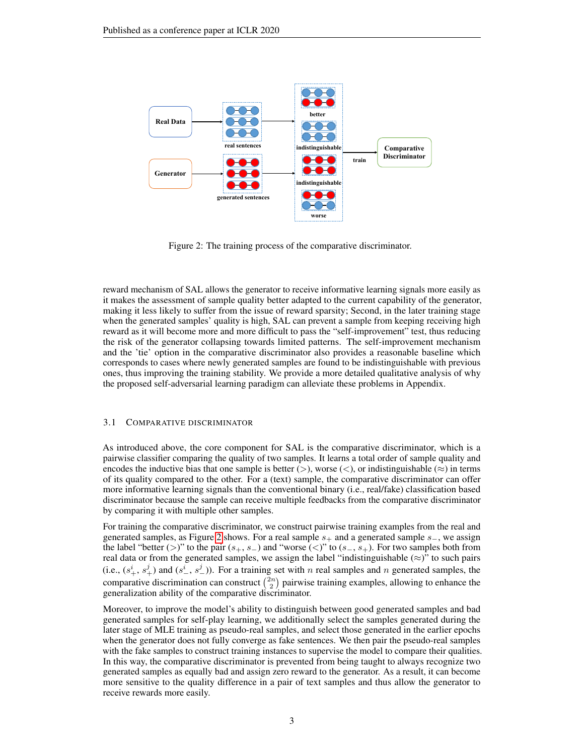Figure 2: The training process of the comparative discriminator.

reward mechanism of SAL allows the generator to receive informative learning signals more easily as it makes the assessment of sample quality better adapted to the current capability of the generator, making it less likely to suffer from the issue of reward sparsity; Second, in the later training stage when the generated samples' quality is high, SAL can prevent a sample from keeping receiving high reward as it will become more and more difficult to pass the "self-improvement" test, thus reducing the risk of the generator collapsing towards limited patterns. The self-improvement mechanism and the 'tie' option in the comparative discriminator also provides a reasonable baseline which corresponds to cases where newly generated samples are found to be indistinguishable with previous ones, thus improving the training stability. We provide a more detailed qualitative analysis of why the proposed self-adversarial learning paradigm can alleviate these problems in Appendix.

### 3.1 Comparative Discriminator

As introduced above, the core component for SAL is the comparative discriminator, which is a pairwise classifier comparing the quality of two samples. It learns a total order of sample quality and encodes the inductive bias that one sample is better ($>$), worse ($<$), or indistinguishable ($\approx$) in terms of its quality compared to the other. For a (text) sample, the comparative discriminator can offer more informative learning signals than the conventional binary (i.e., real/fake) classification based discriminator because the sample can receive multiple feedbacks from the comparative discriminator by comparing it with multiple other samples.

For training the comparative discriminator, we construct pairwise training examples from the real and generated samples, as Figure 2 shows. For a real sample $s_+$ and a generated sample $s_-$, we assign the label "better ($>$)" to the pair ($s_+$, $s_-$) and "worse ($<$)" to ($s_-$, $s_+$). For two samples both from real data or from the generated samples, we assign the label "indistinguishable ($\approx$)" to such pairs (i.e., ($s_+^i$, $s_+^j$) and ($s_-^i$, $s_-^j$)). For a training set with $n$ real samples and $n$ generated samples, the comparative discrimination can construct $\binom{2n}{2}$ pairwise training examples, allowing to enhance the generalization ability of the comparative discriminator.

Moreover, to improve the model's ability to distinguish between good generated samples and bad generated samples for self-play learning, we additionally select the samples generated during the later stage of MLE training as pseudo-real samples, and select those generated in the earlier epochs when the generator does not fully converge as fake sentences. We then pair the pseudo-real samples with the fake samples to construct training instances to supervise the model to compare their qualities. In this way, the comparative discriminator is prevented from being taught to always recognize two generated samples as equally bad and assign zero reward to the generator. As a result, it can become more sensitive to the quality difference in a pair of text samples and thus allow the generator to receive rewards more easily.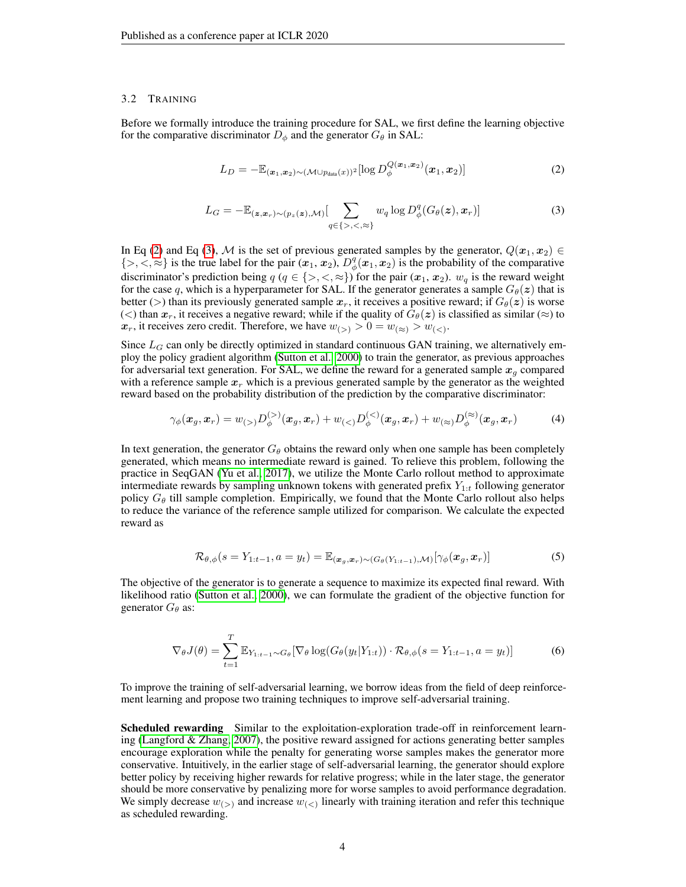### 3.2 Training

Before we formally introduce the training procedure for SAL, we first define the learning objective for the comparative discriminator $D_\phi$ and the generator $G_\theta$ in SAL:

$$L_D = -\mathbb{E}_{(\boldsymbol{x}_1,\boldsymbol{x}_2)\sim(\mathcal{M}\cup p_{\text{data}}(x))^2}[\log D_\phi^{Q(\boldsymbol{x}_1,\boldsymbol{x}_2)}(\boldsymbol{x}_1,\boldsymbol{x}_2)] \tag{2}$$

$$L_G = -\mathbb{E}_{(\boldsymbol{z},\boldsymbol{x}_r)\sim(p_z(\boldsymbol{z}),\mathcal{M})}[\sum_{q\in\{>,<,\approx\}} w_q \log D_\phi^q(G_\theta(\boldsymbol{z}),\boldsymbol{x}_r)] \tag{3}$$

In Eq (2) and Eq (3), $\mathcal{M}$ is the set of previous generated samples by the generator, $Q(\boldsymbol{x}_1,\boldsymbol{x}_2) \in \{>,<,\approx\}$ is the true label for the pair ($\boldsymbol{x}_1$, $\boldsymbol{x}_2$), $D_\phi^q(\boldsymbol{x}_1,\boldsymbol{x}_2)$ is the probability of the comparative discriminator's prediction being $q$ ($q \in \{>,<,\approx\}$) for the pair ($\boldsymbol{x}_1$, $\boldsymbol{x}_2$). $w_q$ is the reward weight for the case $q$, which is a hyperparameter for SAL. If the generator generates a sample $G_\theta(\boldsymbol{z})$ that is better ($>$) than its previously generated sample $\boldsymbol{x}_r$, it receives a positive reward; if $G_\theta(\boldsymbol{z})$ is worse ($<$) than $\boldsymbol{x}_r$, it receives a negative reward; while if the quality of $G_\theta(\boldsymbol{z})$ is classified as similar ($\approx$) to $\boldsymbol{x}_r$, it receives zero credit. Therefore, we have $w_{(>)} > 0 = w_{(\approx)} > w_{(<)}$.

Since $L_G$ can only be directly optimized in standard continuous GAN training, we alternatively employ the policy gradient algorithm (Sutton et al., 2000) to train the generator, as previous approaches for adversarial text generation. For SAL, we define the reward for a generated sample $\boldsymbol{x}_g$ compared with a reference sample $\boldsymbol{x}_r$ which is a previous generated sample by the generator as the weighted reward based on the probability distribution of the prediction by the comparative discriminator:

$$\gamma_\phi(\boldsymbol{x}_g,\boldsymbol{x}_r) = w_{(>)}D_\phi^{(>)}(\boldsymbol{x}_g,\boldsymbol{x}_r) + w_{(<)}D_\phi^{(<)}(\boldsymbol{x}_g,\boldsymbol{x}_r) + w_{(\approx)}D_\phi^{(\approx)}(\boldsymbol{x}_g,\boldsymbol{x}_r) \tag{4}$$

In text generation, the generator $G_\theta$ obtains the reward only when one sample has been completely generated, which means no intermediate reward is gained. To relieve this problem, following the practice in SeqGAN (Yu et al., 2017), we utilize the Monte Carlo rollout method to approximate intermediate rewards by sampling unknown tokens with generated prefix $Y_{1:t}$ following generator policy $G_\theta$ till sample completion. Empirically, we found that the Monte Carlo rollout also helps to reduce the variance of the reference sample utilized for comparison. We calculate the expected reward as

$$\mathcal{R}_{\theta,\phi}(s = Y_{1:t-1}, a = y_t) = \mathbb{E}_{(\boldsymbol{x}_g,\boldsymbol{x}_r)\sim(G_\theta(Y_{1:t-1}),\mathcal{M})}[\gamma_\phi(\boldsymbol{x}_g,\boldsymbol{x}_r)] \tag{5}$$

The objective of the generator is to generate a sequence to maximize its expected final reward. With likelihood ratio (Sutton et al., 2000), we can formulate the gradient of the objective function for generator $G_\theta$ as:

$$\nabla_\theta J(\theta) = \sum_{t=1}^{T} \mathbb{E}_{Y_{1:t-1}\sim G_\theta}[\nabla_\theta \log(G_\theta(y_t|Y_{1:t})) \cdot \mathcal{R}_{\theta,\phi}(s = Y_{1:t-1}, a = y_t)] \tag{6}$$

To improve the training of self-adversarial learning, we borrow ideas from the field of deep reinforcement learning and propose two training techniques to improve self-adversarial training.

**Scheduled rewarding** Similar to the exploitation-exploration trade-off in reinforcement learning (Langford & Zhang, 2007), the positive reward assigned for actions generating better samples encourage exploration while the penalty for generating worse samples makes the generator more conservative. Intuitively, in the earlier stage of self-adversarial learning, the generator should explore better policy by receiving higher rewards for relative progress; while in the later stage, the generator should be more conservative by penalizing more for worse samples to avoid performance degradation. We simply decrease $w_{(>)}$ and increase $w_{(<)}$ linearly with training iteration and refer this technique as scheduled rewarding.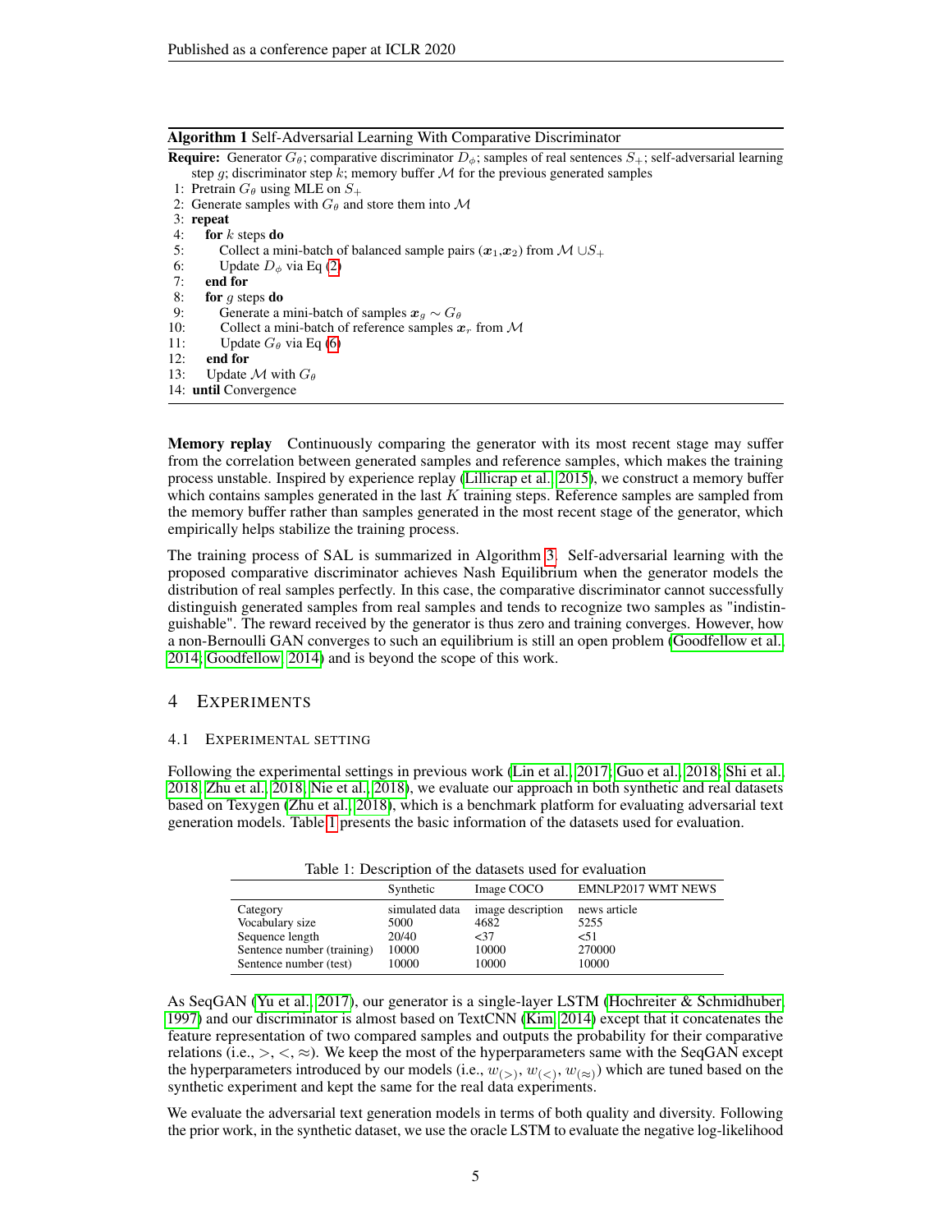**Algorithm 1** Self-Adversarial Learning With Comparative Discriminator

**Require:** Generator $G_\theta$; comparative discriminator $D_\phi$; samples of real sentences $S_+$; self-adversarial learning step $g$; discriminator step $k$; memory buffer $\mathcal{M}$ for the previous generated samples

1: Pretrain $G_\theta$ using MLE on $S_+$
2: Generate samples with $G_\theta$ and store them into $\mathcal{M}$
3: **repeat**
4: &nbsp;&nbsp;&nbsp;&nbsp;**for** $k$ steps **do**
5: &nbsp;&nbsp;&nbsp;&nbsp;&nbsp;&nbsp;&nbsp;&nbsp;Collect a mini-batch of balanced sample pairs ($\boldsymbol{x}_1$,$\boldsymbol{x}_2$) from $\mathcal{M} \cup S_+$
6: &nbsp;&nbsp;&nbsp;&nbsp;&nbsp;&nbsp;&nbsp;&nbsp;Update $D_\phi$ via Eq (2)
7: &nbsp;&nbsp;&nbsp;&nbsp;**end for**
8: &nbsp;&nbsp;&nbsp;&nbsp;**for** $g$ steps **do**
9: &nbsp;&nbsp;&nbsp;&nbsp;&nbsp;&nbsp;&nbsp;&nbsp;Generate a mini-batch of samples $\boldsymbol{x}_g \sim G_\theta$
10: &nbsp;&nbsp;&nbsp;&nbsp;&nbsp;&nbsp;&nbsp;Collect a mini-batch of reference samples $\boldsymbol{x}_r$ from $\mathcal{M}$
11: &nbsp;&nbsp;&nbsp;&nbsp;&nbsp;&nbsp;&nbsp;Update $G_\theta$ via Eq (6)
12: &nbsp;&nbsp;&nbsp;**end for**
13: &nbsp;&nbsp;&nbsp;Update $\mathcal{M}$ with $G_\theta$
14: **until** Convergence

**Memory replay** Continuously comparing the generator with its most recent stage may suffer from the correlation between generated samples and reference samples, which makes the training process unstable. Inspired by experience replay (Lillicrap et al., 2015), we construct a memory buffer which contains samples generated in the last $K$ training steps. Reference samples are sampled from the memory buffer rather than samples generated in the most recent stage of the generator, which empirically helps stabilize the training process.

The training process of SAL is summarized in Algorithm 3. Self-adversarial learning with the proposed comparative discriminator achieves Nash Equilibrium when the generator models the distribution of real samples perfectly. In this case, the comparative discriminator cannot successfully distinguish generated samples from real samples and tends to recognize two samples as "indistinguishable". The reward received by the generator is thus zero and training converges. However, how a non-Bernoulli GAN converges to such an equilibrium is still an open problem (Goodfellow et al., 2014; Goodfellow, 2014) and is beyond the scope of this work.

## 4 Experiments

### 4.1 Experimental Setting

Following the experimental settings in previous work (Lin et al., 2017; Guo et al., 2018; Shi et al., 2018; Zhu et al., 2018; Nie et al., 2018), we evaluate our approach in both synthetic and real datasets based on Texygen (Zhu et al., 2018), which is a benchmark platform for evaluating adversarial text generation models. Table 1 presents the basic information of the datasets used for evaluation.

Table 1: Description of the datasets used for evaluation

| | Synthetic | Image COCO | EMNLP2017 WMT NEWS |
|---|---|---|---|
| Category | simulated data | image description | news article |
| Vocabulary size | 5000 | 4682 | 5255 |
| Sequence length | 20/40 | <37 | <51 |
| Sentence number (training) | 10000 | 10000 | 270000 |
| Sentence number (test) | 10000 | 10000 | 10000 |

As SeqGAN (Yu et al., 2017), our generator is a single-layer LSTM (Hochreiter & Schmidhuber, 1997) and our discriminator is almost based on TextCNN (Kim, 2014) except that it concatenates the feature representation of two compared samples and outputs the probability for their comparative relations (i.e., $>$, $<$, $\approx$). We keep the most of the hyperparameters same with the SeqGAN except the hyperparameters introduced by our models (i.e., $w_{(>)}$, $w_{(<)}$, $w_{(\approx)}$) which are tuned based on the synthetic experiment and kept the same for the real data experiments.

We evaluate the adversarial text generation models in terms of both quality and diversity. Following the prior work, in the synthetic dataset, we use the oracle LSTM to evaluate the negative log-likelihood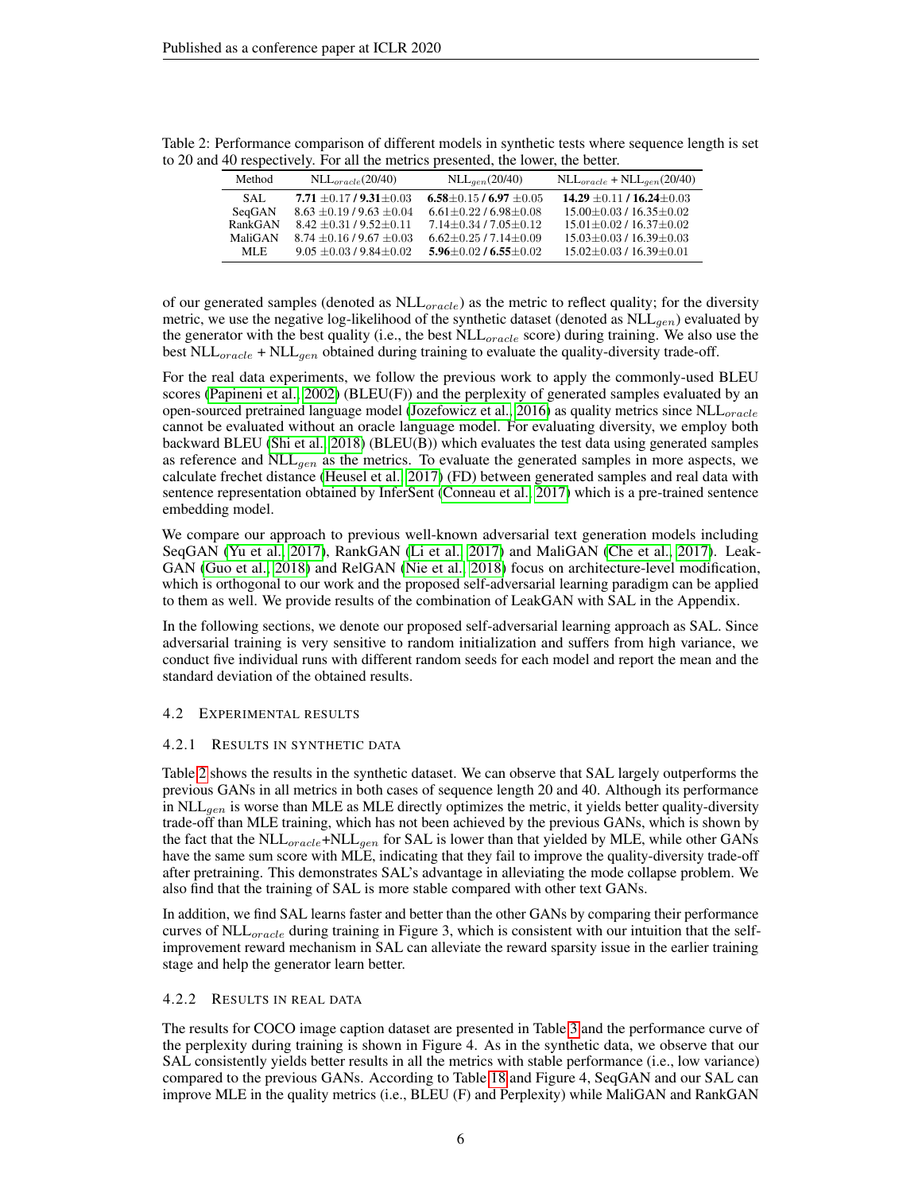Table 2: Performance comparison of different models in synthetic tests where sequence length is set to 20 and 40 respectively. For all the metrics presented, the lower, the better.

| Method | $\text{NLL}_{oracle}$(20/40) | $\text{NLL}_{gen}$(20/40) | $\text{NLL}_{oracle}$ + $\text{NLL}_{gen}$(20/40) |
|---|---|---|---|
| SAL | **7.71** $\pm$0.17 / **9.31**$\pm$0.03 | **6.58**$\pm$0.15 / **6.97** $\pm$0.05 | **14.29** $\pm$0.11 / **16.24**$\pm$0.03 |
| SeqGAN | 8.63 $\pm$0.19 / 9.63 $\pm$0.04 | 6.61$\pm$0.22 / 6.98$\pm$0.08 | 15.00$\pm$0.03 / 16.35$\pm$0.02 |
| RankGAN | 8.42 $\pm$0.31 / 9.52$\pm$0.11 | 7.14$\pm$0.34 / 7.05$\pm$0.12 | 15.01$\pm$0.02 / 16.37$\pm$0.02 |
| MaliGAN | 8.74 $\pm$0.16 / 9.67 $\pm$0.03 | 6.62$\pm$0.25 / 7.14$\pm$0.09 | 15.03$\pm$0.03 / 16.39$\pm$0.03 |
| MLE | 9.05 $\pm$0.03 / 9.84$\pm$0.02 | **5.96**$\pm$0.02 / **6.55**$\pm$0.02 | 15.02$\pm$0.03 / 16.39$\pm$0.01 |

of our generated samples (denoted as $\text{NLL}_{oracle}$) as the metric to reflect quality; for the diversity metric, we use the negative log-likelihood of the synthetic dataset (denoted as $\text{NLL}_{gen}$) evaluated by the generator with the best quality (i.e., the best $\text{NLL}_{oracle}$ score) during training. We also use the best $\text{NLL}_{oracle}$ + $\text{NLL}_{gen}$ obtained during training to evaluate the quality-diversity trade-off.

For the real data experiments, we follow the previous work to apply the commonly-used BLEU scores (Papineni et al., 2002) (BLEU(F)) and the perplexity of generated samples evaluated by an open-sourced pretrained language model (Jozefowicz et al., 2016) as quality metrics since $\text{NLL}_{oracle}$ cannot be evaluated without an oracle language model. For evaluating diversity, we employ both backward BLEU (Shi et al., 2018) (BLEU(B)) which evaluates the test data using generated samples as reference and $\text{NLL}_{gen}$ as the metrics. To evaluate the generated samples in more aspects, we calculate frechet distance (Heusel et al., 2017) (FD) between generated samples and real data with sentence representation obtained by InferSent (Conneau et al., 2017) which is a pre-trained sentence embedding model.

We compare our approach to previous well-known adversarial text generation models including SeqGAN (Yu et al., 2017), RankGAN (Li et al., 2017) and MaliGAN (Che et al., 2017). LeakGAN (Guo et al., 2018) and RelGAN (Nie et al., 2018) focus on architecture-level modification, which is orthogonal to our work and the proposed self-adversarial learning paradigm can be applied to them as well. We provide results of the combination of LeakGAN with SAL in the Appendix.

In the following sections, we denote our proposed self-adversarial learning approach as SAL. Since adversarial training is very sensitive to random initialization and suffers from high variance, we conduct five individual runs with different random seeds for each model and report the mean and the standard deviation of the obtained results.

### 4.2 Experimental results

#### 4.2.1 Results in synthetic data

Table 2 shows the results in the synthetic dataset. We can observe that SAL largely outperforms the previous GANs in all metrics in both cases of sequence length 20 and 40. Although its performance in $\text{NLL}_{gen}$ is worse than MLE as MLE directly optimizes the metric, it yields better quality-diversity trade-off than MLE training, which has not been achieved by the previous GANs, which is shown by the fact that the $\text{NLL}_{oracle}$+$\text{NLL}_{gen}$ for SAL is lower than that yielded by MLE, while other GANs have the same sum score with MLE, indicating that they fail to improve the quality-diversity trade-off after pretraining. This demonstrates SAL's advantage in alleviating the mode collapse problem. We also find that the training of SAL is more stable compared with other text GANs.

In addition, we find SAL learns faster and better than the other GANs by comparing their performance curves of $\text{NLL}_{oracle}$ during training in Figure 3, which is consistent with our intuition that the self-improvement reward mechanism in SAL can alleviate the reward sparsity issue in the earlier training stage and help the generator learn better.

#### 4.2.2 Results in real data

The results for COCO image caption dataset are presented in Table 3 and the performance curve of the perplexity during training is shown in Figure 4. As in the synthetic data, we observe that our SAL consistently yields better results in all the metrics with stable performance (i.e., low variance) compared to the previous GANs. According to Table 18 and Figure 4, SeqGAN and our SAL can improve MLE in the quality metrics (i.e., BLEU (F) and Perplexity) while MaliGAN and RankGAN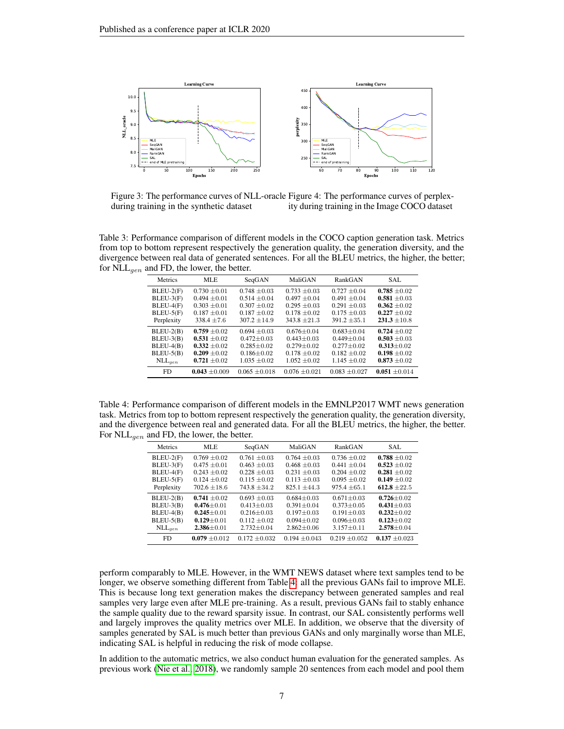Figure 3: The performance curves of NLL-oracle during training in the synthetic dataset

Figure 4: The performance curves of perplexity during training in the Image COCO dataset

Table 3: Performance comparison of different models in the COCO caption generation task. Metrics from top to bottom represent respectively the generation quality, the generation diversity, and the divergence between real data of generated sentences. For all the BLEU metrics, the higher, the better; for $\text{NLL}_{gen}$ and FD, the lower, the better.

| Metrics | MLE | SeqGAN | MaliGAN | RankGAN | SAL |
|---|---|---|---|---|---|
| BLEU-2(F) | 0.730 ±0.01 | 0.748 ±0.03 | 0.733 ±0.03 | 0.727 ±0.04 | **0.785** ±0.02 |
| BLEU-3(F) | 0.494 ±0.01 | 0.514 ±0.04 | 0.497 ±0.04 | 0.491 ±0.04 | **0.581** ±0.03 |
| BLEU-4(F) | 0.303 ±0.01 | 0.307 ±0.02 | 0.295 ±0.03 | 0.291 ±0.03 | **0.362** ±0.02 |
| BLEU-5(F) | 0.187 ±0.01 | 0.187 ±0.02 | 0.178 ±0.02 | 0.175 ±0.03 | **0.227** ±0.02 |
| Perplexity | 338.4 ±7.6 | 307.2 ±14.9 | 343.8 ±21.3 | 391.2 ±35.1 | **231.3** ±10.8 |
| BLEU-2(B) | **0.759** ±0.02 | 0.694 ±0.03 | 0.676±0.04 | 0.683±0.04 | **0.724** ±0.02 |
| BLEU-3(B) | **0.531** ±0.02 | 0.472±0.03 | 0.443±0.03 | 0.449±0.04 | **0.503** ±0.03 |
| BLEU-4(B) | **0.332** ±0.02 | 0.285±0.02 | 0.279±0.02 | 0.277±0.03 | **0.313**±0.02 |
| BLEU-5(B) | **0.209** ±0.02 | 0.186±0.02 | 0.178 ±0.02 | 0.182 ±0.02 | **0.198** ±0.02 |
| $\text{NLL}_{gen}$ | **0.721** ±0.02 | 1.035 ±0.02 | 1.052 ±0.02 | 1.145 ±0.02 | **0.873** ±0.02 |
| FD | **0.043** ±0.009 | 0.065 ±0.018 | 0.076 ±0.021 | 0.083 ±0.027 | **0.051** ±0.014 |

Table 4: Performance comparison of different models in the EMNLP2017 WMT news generation task. Metrics from top to bottom represent respectively the generation quality, the generation diversity, and the divergence between real and generated data. For all the BLEU metrics, the higher, the better. For $\text{NLL}_{gen}$ and FD, the lower, the better.

| Metrics | MLE | SeqGAN | MaliGAN | RankGAN | SAL |
|---|---|---|---|---|---|
| BLEU-2(F) | 0.769 ±0.02 | 0.761 ±0.03 | 0.764 ±0.03 | 0.736 ±0.02 | **0.788** ±0.02 |
| BLEU-3(F) | 0.475 ±0.01 | 0.463 ±0.03 | 0.468 ±0.03 | 0.441 ±0.04 | **0.523** ±0.02 |
| BLEU-4(F) | 0.243 ±0.02 | 0.228 ±0.03 | 0.231 ±0.03 | 0.204 ±0.02 | **0.281** ±0.02 |
| BLEU-5(F) | 0.124 ±0.02 | 0.115 ±0.02 | 0.113 ±0.03 | 0.095 ±0.02 | **0.149** ±0.02 |
| Perplexity | 702.6 ±18.6 | 743.8 ±34.2 | 825.1 ±44.3 | 975.4 ±65.1 | **612.8** ±22.5 |
| BLEU-2(B) | **0.741** ±0.02 | 0.693 ±0.03 | 0.684±0.03 | 0.671±0.03 | **0.726**±0.02 |
| BLEU-3(B) | **0.476**±0.01 | 0.413±0.03 | 0.391±0.04 | 0.373±0.05 | **0.431**±0.03 |
| BLEU-4(B) | **0.245**±0.01 | 0.216±0.03 | 0.197±0.03 | 0.191±0.03 | **0.232**±0.02 |
| BLEU-5(B) | **0.129**±0.01 | 0.112 ±0.02 | 0.094±0.02 | 0.096±0.03 | **0.123**±0.02 |
| $\text{NLL}_{gen}$ | **2.386**±0.01 | 2.732±0.04 | 2.862±0.06 | 3.157±0.11 | **2.578**±0.04 |
| FD | **0.079** ±0.012 | 0.172 ±0.032 | 0.194 ±0.043 | 0.219 ±0.052 | **0.137** ±0.023 |

perform comparably to MLE. However, in the WMT NEWS dataset where text samples tend to be longer, we observe something different from Table 4: all the previous GANs fail to improve MLE. This is because long text generation makes the discrepancy between generated samples and real samples very large even after MLE pre-training. As a result, previous GANs fail to stably enhance the sample quality due to the reward sparsity issue. In contrast, our SAL consistently performs well and largely improves the quality metrics over MLE. In addition, we observe that the diversity of samples generated by SAL is much better than previous GANs and only marginally worse than MLE, indicating SAL is helpful in reducing the risk of mode collapse.

In addition to the automatic metrics, we also conduct human evaluation for the generated samples. As previous work (Nie et al., 2018), we randomly sample 20 sentences from each model and pool them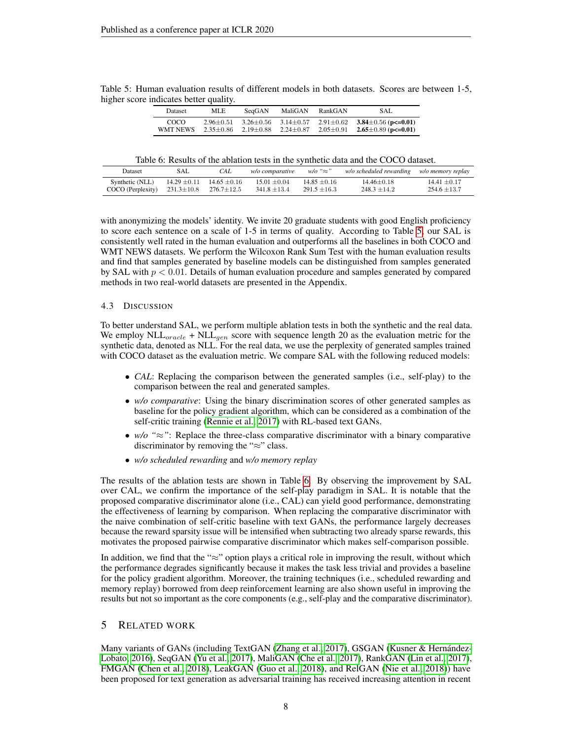Table 5: Human evaluation results of different models in both datasets. Scores are between 1-5, higher score indicates better quality.

| Dataset | MLE | SeqGAN | MaliGAN | RankGAN | SAL |
|---|---|---|---|---|---|
| COCO | 2.96±0.51 | 3.26±0.56 | 3.14±0.57 | 2.91±0.62 | **3.84**±0.56 **(p<=0.01)** |
| WMT NEWS | 2.35±0.86 | 2.19±0.88 | 2.24±0.87 | 2.05±0.91 | **2.65**±0.89 **(p<=0.01)** |

Table 6: Results of the ablation tests in the synthetic data and the COCO dataset.

| Dataset | SAL | *CAL* | *w/o comparative* | *w/o "≈"* | *w/o scheduled rewarding* | *w/o memory replay* |
|---|---|---|---|---|---|---|
| Synthetic (NLL) | 14.29 ±0.11 | 14.65 ±0.16 | 15.01 ±0.04 | 14.85 ±0.16 | 14.46±0.18 | 14.41 ±0.17 |
| COCO (Perplexity) | 231.3±10.8 | 276.7±12.5 | 341.8 ±13.4 | 291.5 ±16.3 | 248.3 ±14.2 | 254.6 ±13.7 |

with anonymizing the models' identity. We invite 20 graduate students with good English proficiency to score each sentence on a scale of 1-5 in terms of quality. According to Table 5, our SAL is consistently well rated in the human evaluation and outperforms all the baselines in both COCO and WMT NEWS datasets. We perform the Wilcoxon Rank Sum Test with the human evaluation results and find that samples generated by baseline models can be distinguished from samples generated by SAL with $p < 0.01$. Details of human evaluation procedure and samples generated by compared methods in two real-world datasets are presented in the Appendix.

### 4.3 Discussion

To better understand SAL, we perform multiple ablation tests in both the synthetic and the real data. We employ $\text{NLL}_{oracle}$ + $\text{NLL}_{gen}$ score with sequence length 20 as the evaluation metric for the synthetic data, denoted as NLL. For the real data, we use the perplexity of generated samples trained with COCO dataset as the evaluation metric. We compare SAL with the following reduced models:

- *CAL*: Replacing the comparison between the generated samples (i.e., self-play) to the comparison between the real and generated samples.
- *w/o comparative*: Using the binary discrimination scores of other generated samples as baseline for the policy gradient algorithm, which can be considered as a combination of the self-critic training (Rennie et al., 2017) with RL-based text GANs.
- *w/o "≈"*: Replace the three-class comparative discriminator with a binary comparative discriminator by removing the "≈" class.
- *w/o scheduled rewarding* and *w/o memory replay*

The results of the ablation tests are shown in Table 6. By observing the improvement by SAL over CAL, we confirm the importance of the self-play paradigm in SAL. It is notable that the proposed comparative discriminator alone (i.e., CAL) can yield good performance, demonstrating the effectiveness of learning by comparison. When replacing the comparative discriminator with the naive combination of self-critic baseline with text GANs, the performance largely decreases because the reward sparsity issue will be intensified when subtracting two already sparse rewards, this motivates the proposed pairwise comparative discriminator which makes self-comparison possible.

In addition, we find that the "≈" option plays a critical role in improving the result, without which the performance degrades significantly because it makes the task less trivial and provides a baseline for the policy gradient algorithm. Moreover, the training techniques (i.e., scheduled rewarding and memory replay) borrowed from deep reinforcement learning are also shown useful in improving the results but not so important as the core components (e.g., self-play and the comparative discriminator).

## 5 Related Work

Many variants of GANs (including TextGAN (Zhang et al., 2017), GSGAN (Kusner & Hernández-Lobato, 2016), SeqGAN (Yu et al., 2017), MaliGAN (Che et al., 2017), RankGAN (Lin et al., 2017), FMGAN (Chen et al., 2018), LeakGAN (Guo et al., 2018), and RelGAN (Nie et al., 2018)) have been proposed for text generation as adversarial training has received increasing attention in recent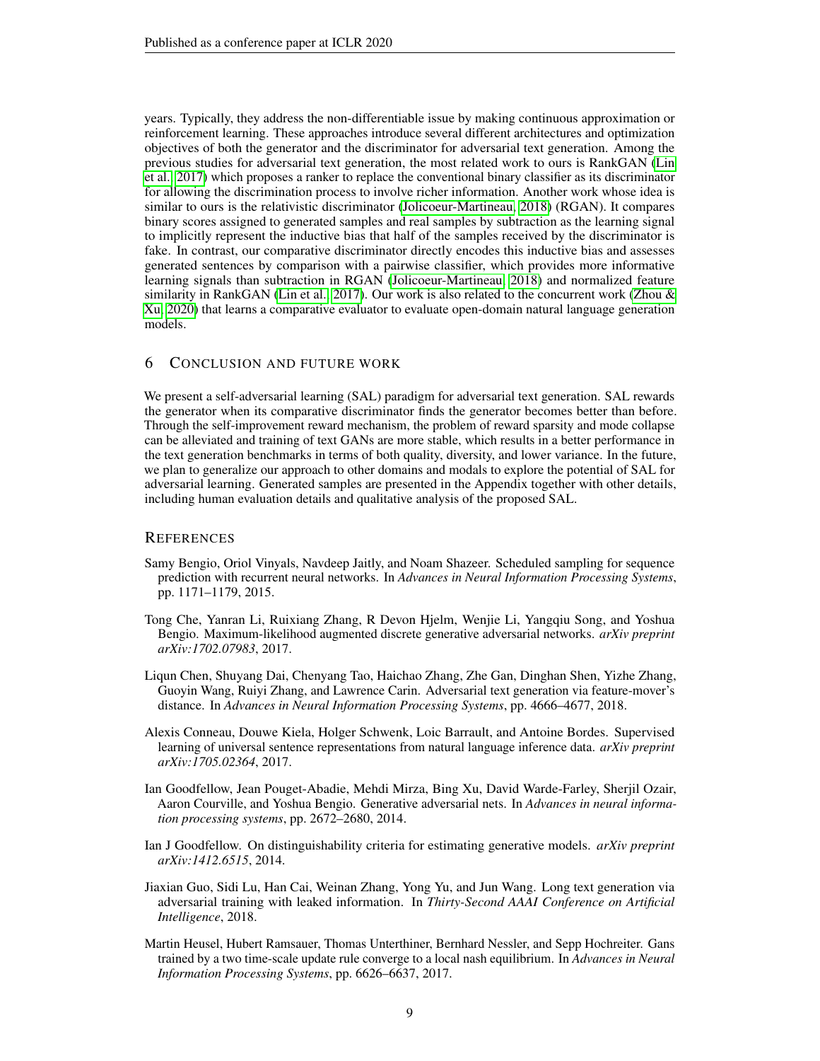years. Typically, they address the non-differentiable issue by making continuous approximation or reinforcement learning. These approaches introduce several different architectures and optimization objectives of both the generator and the discriminator for adversarial text generation. Among the previous studies for adversarial text generation, the most related work to ours is RankGAN (Lin et al., 2017) which proposes a ranker to replace the conventional binary classifier as its discriminator for allowing the discrimination process to involve richer information. Another work whose idea is similar to ours is the relativistic discriminator (Jolicoeur-Martineau, 2018) (RGAN). It compares binary scores assigned to generated samples and real samples by subtraction as the learning signal to implicitly represent the inductive bias that half of the samples received by the discriminator is fake. In contrast, our comparative discriminator directly encodes this inductive bias and assesses generated sentences by comparison with a pairwise classifier, which provides more informative learning signals than subtraction in RGAN (Jolicoeur-Martineau, 2018) and normalized feature similarity in RankGAN (Lin et al., 2017). Our work is also related to the concurrent work (Zhou & Xu, 2020) that learns a comparative evaluator to evaluate open-domain natural language generation models.

## 6 Conclusion and Future Work

We present a self-adversarial learning (SAL) paradigm for adversarial text generation. SAL rewards the generator when its comparative discriminator finds the generator becomes better than before. Through the self-improvement reward mechanism, the problem of reward sparsity and mode collapse can be alleviated and training of text GANs are more stable, which results in a better performance in the text generation benchmarks in terms of both quality, diversity, and lower variance. In the future, we plan to generalize our approach to other domains and modals to explore the potential of SAL for adversarial learning. Generated samples are presented in the Appendix together with other details, including human evaluation details and qualitative analysis of the proposed SAL.

## References

Samy Bengio, Oriol Vinyals, Navdeep Jaitly, and Noam Shazeer. Scheduled sampling for sequence prediction with recurrent neural networks. In *Advances in Neural Information Processing Systems*, pp. 1171–1179, 2015.

Tong Che, Yanran Li, Ruixiang Zhang, R Devon Hjelm, Wenjie Li, Yangqiu Song, and Yoshua Bengio. Maximum-likelihood augmented discrete generative adversarial networks. *arXiv preprint arXiv:1702.07983*, 2017.

Liqun Chen, Shuyang Dai, Chenyang Tao, Haichao Zhang, Zhe Gan, Dinghan Shen, Yizhe Zhang, Guoyin Wang, Ruiyi Zhang, and Lawrence Carin. Adversarial text generation via feature-mover's distance. In *Advances in Neural Information Processing Systems*, pp. 4666–4677, 2018.

Alexis Conneau, Douwe Kiela, Holger Schwenk, Loic Barrault, and Antoine Bordes. Supervised learning of universal sentence representations from natural language inference data. *arXiv preprint arXiv:1705.02364*, 2017.

Ian Goodfellow, Jean Pouget-Abadie, Mehdi Mirza, Bing Xu, David Warde-Farley, Sherjil Ozair, Aaron Courville, and Yoshua Bengio. Generative adversarial nets. In *Advances in neural information processing systems*, pp. 2672–2680, 2014.

Ian J Goodfellow. On distinguishability criteria for estimating generative models. *arXiv preprint arXiv:1412.6515*, 2014.

Jiaxian Guo, Sidi Lu, Han Cai, Weinan Zhang, Yong Yu, and Jun Wang. Long text generation via adversarial training with leaked information. In *Thirty-Second AAAI Conference on Artificial Intelligence*, 2018.

Martin Heusel, Hubert Ramsauer, Thomas Unterthiner, Bernhard Nessler, and Sepp Hochreiter. Gans trained by a two time-scale update rule converge to a local nash equilibrium. In *Advances in Neural Information Processing Systems*, pp. 6626–6637, 2017.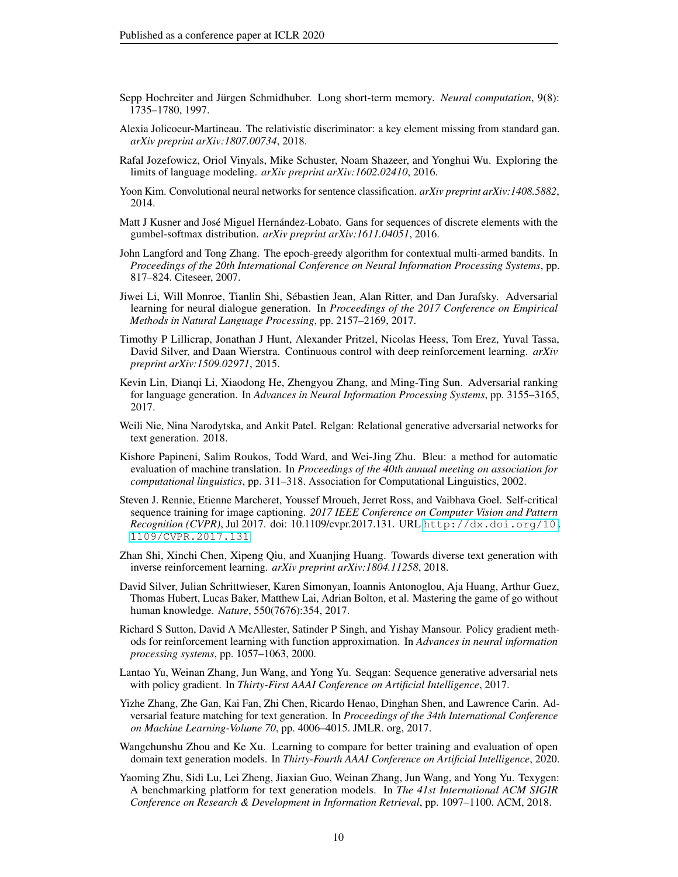Sepp Hochreiter and Jürgen Schmidhuber. Long short-term memory. *Neural computation*, 9(8): 1735–1780, 1997.

Alexia Jolicoeur-Martineau. The relativistic discriminator: a key element missing from standard gan. *arXiv preprint arXiv:1807.00734*, 2018.

Rafal Jozefowicz, Oriol Vinyals, Mike Schuster, Noam Shazeer, and Yonghui Wu. Exploring the limits of language modeling. *arXiv preprint arXiv:1602.02410*, 2016.

Yoon Kim. Convolutional neural networks for sentence classification. *arXiv preprint arXiv:1408.5882*, 2014.

Matt J Kusner and José Miguel Hernández-Lobato. Gans for sequences of discrete elements with the gumbel-softmax distribution. *arXiv preprint arXiv:1611.04051*, 2016.

John Langford and Tong Zhang. The epoch-greedy algorithm for contextual multi-armed bandits. In *Proceedings of the 20th International Conference on Neural Information Processing Systems*, pp. 817–824. Citeseer, 2007.

Jiwei Li, Will Monroe, Tianlin Shi, Sébastien Jean, Alan Ritter, and Dan Jurafsky. Adversarial learning for neural dialogue generation. In *Proceedings of the 2017 Conference on Empirical Methods in Natural Language Processing*, pp. 2157–2169, 2017.

Timothy P Lillicrap, Jonathan J Hunt, Alexander Pritzel, Nicolas Heess, Tom Erez, Yuval Tassa, David Silver, and Daan Wierstra. Continuous control with deep reinforcement learning. *arXiv preprint arXiv:1509.02971*, 2015.

Kevin Lin, Dianqi Li, Xiaodong He, Zhengyou Zhang, and Ming-Ting Sun. Adversarial ranking for language generation. In *Advances in Neural Information Processing Systems*, pp. 3155–3165, 2017.

Weili Nie, Nina Narodytska, and Ankit Patel. Relgan: Relational generative adversarial networks for text generation. 2018.

Kishore Papineni, Salim Roukos, Todd Ward, and Wei-Jing Zhu. Bleu: a method for automatic evaluation of machine translation. In *Proceedings of the 40th annual meeting on association for computational linguistics*, pp. 311–318. Association for Computational Linguistics, 2002.

Steven J. Rennie, Etienne Marcheret, Youssef Mroueh, Jerret Ross, and Vaibhava Goel. Self-critical sequence training for image captioning. *2017 IEEE Conference on Computer Vision and Pattern Recognition (CVPR)*, Jul 2017. doi: 10.1109/cvpr.2017.131. URL http://dx.doi.org/10.1109/CVPR.2017.131.

Zhan Shi, Xinchi Chen, Xipeng Qiu, and Xuanjing Huang. Towards diverse text generation with inverse reinforcement learning. *arXiv preprint arXiv:1804.11258*, 2018.

David Silver, Julian Schrittwieser, Karen Simonyan, Ioannis Antonoglou, Aja Huang, Arthur Guez, Thomas Hubert, Lucas Baker, Matthew Lai, Adrian Bolton, et al. Mastering the game of go without human knowledge. *Nature*, 550(7676):354, 2017.

Richard S Sutton, David A McAllester, Satinder P Singh, and Yishay Mansour. Policy gradient methods for reinforcement learning with function approximation. In *Advances in neural information processing systems*, pp. 1057–1063, 2000.

Lantao Yu, Weinan Zhang, Jun Wang, and Yong Yu. Seqgan: Sequence generative adversarial nets with policy gradient. In *Thirty-First AAAI Conference on Artificial Intelligence*, 2017.

Yizhe Zhang, Zhe Gan, Kai Fan, Zhi Chen, Ricardo Henao, Dinghan Shen, and Lawrence Carin. Adversarial feature matching for text generation. In *Proceedings of the 34th International Conference on Machine Learning-Volume 70*, pp. 4006–4015. JMLR. org, 2017.

Wangchunshu Zhou and Ke Xu. Learning to compare for better training and evaluation of open domain text generation models. In *Thirty-Fourth AAAI Conference on Artificial Intelligence*, 2020.

Yaoming Zhu, Sidi Lu, Lei Zheng, Jiaxian Guo, Weinan Zhang, Jun Wang, and Yong Yu. Texygen: A benchmarking platform for text generation models. In *The 41st International ACM SIGIR Conference on Research & Development in Information Retrieval*, pp. 1097–1100. ACM, 2018.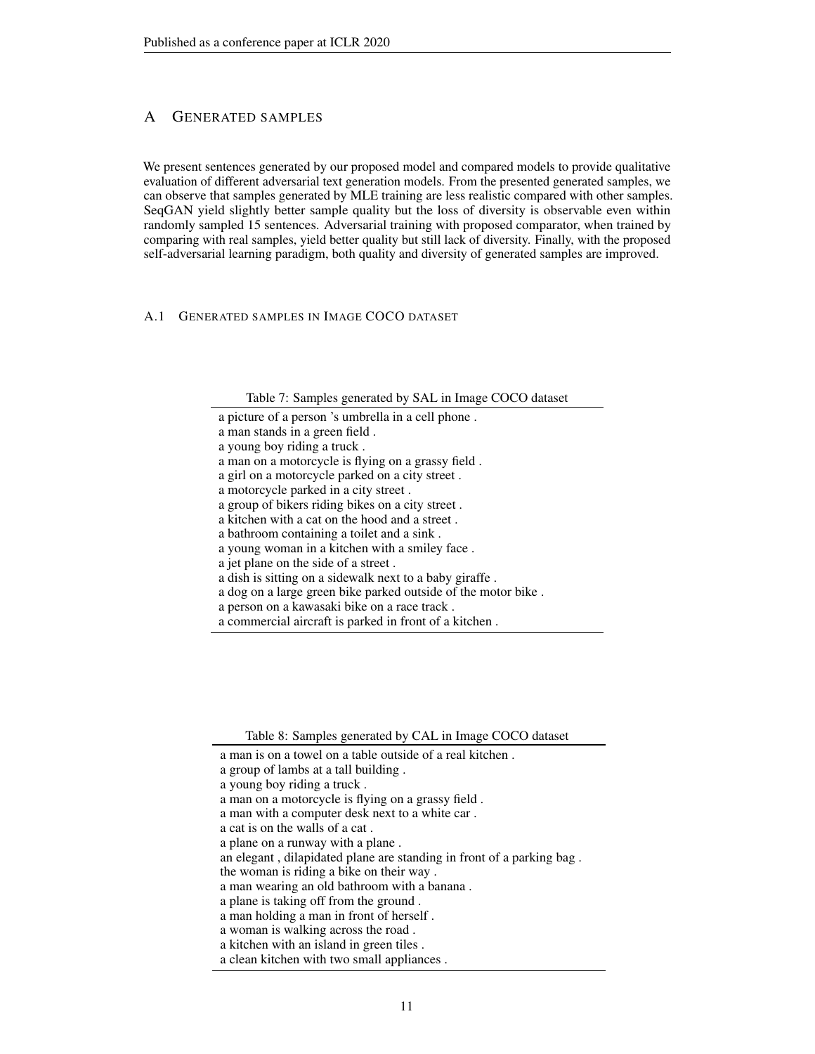## A Generated samples

We present sentences generated by our proposed model and compared models to provide qualitative evaluation of different adversarial text generation models. From the presented generated samples, we can observe that samples generated by MLE training are less realistic compared with other samples. SeqGAN yield slightly better sample quality but the loss of diversity is observable even within randomly sampled 15 sentences. Adversarial training with proposed comparator, when trained by comparing with real samples, yield better quality but still lack of diversity. Finally, with the proposed self-adversarial learning paradigm, both quality and diversity of generated samples are improved.

### A.1 Generated samples in Image COCO dataset

Table 7: Samples generated by SAL in Image COCO dataset

| |
|---|
| a picture of a person 's umbrella in a cell phone . |
| a man stands in a green field . |
| a young boy riding a truck . |
| a man on a motorcycle is flying on a grassy field . |
| a girl on a motorcycle parked on a city street . |
| a motorcycle parked in a city street . |
| a group of bikers riding bikes on a city street . |
| a kitchen with a cat on the hood and a street . |
| a bathroom containing a toilet and a sink . |
| a young woman in a kitchen with a smiley face . |
| a jet plane on the side of a street . |
| a dish is sitting on a sidewalk next to a baby giraffe . |
| a dog on a large green bike parked outside of the motor bike . |
| a person on a kawasaki bike on a race track . |
| a commercial aircraft is parked in front of a kitchen . |

Table 8: Samples generated by CAL in Image COCO dataset

| |
|---|
| a man is on a towel on a table outside of a real kitchen . |
| a group of lambs at a tall building . |
| a young boy riding a truck . |
| a man on a motorcycle is flying on a grassy field . |
| a man with a computer desk next to a white car . |
| a cat is on the walls of a cat . |
| a plane on a runway with a plane . |
| an elegant , dilapidated plane are standing in front of a parking bag . |
| the woman is riding a bike on their way . |
| a man wearing an old bathroom with a banana . |
| a plane is taking off from the ground . |
| a man holding a man in front of herself . |
| a woman is walking across the road . |
| a kitchen with an island in green tiles . |
| a clean kitchen with two small appliances . |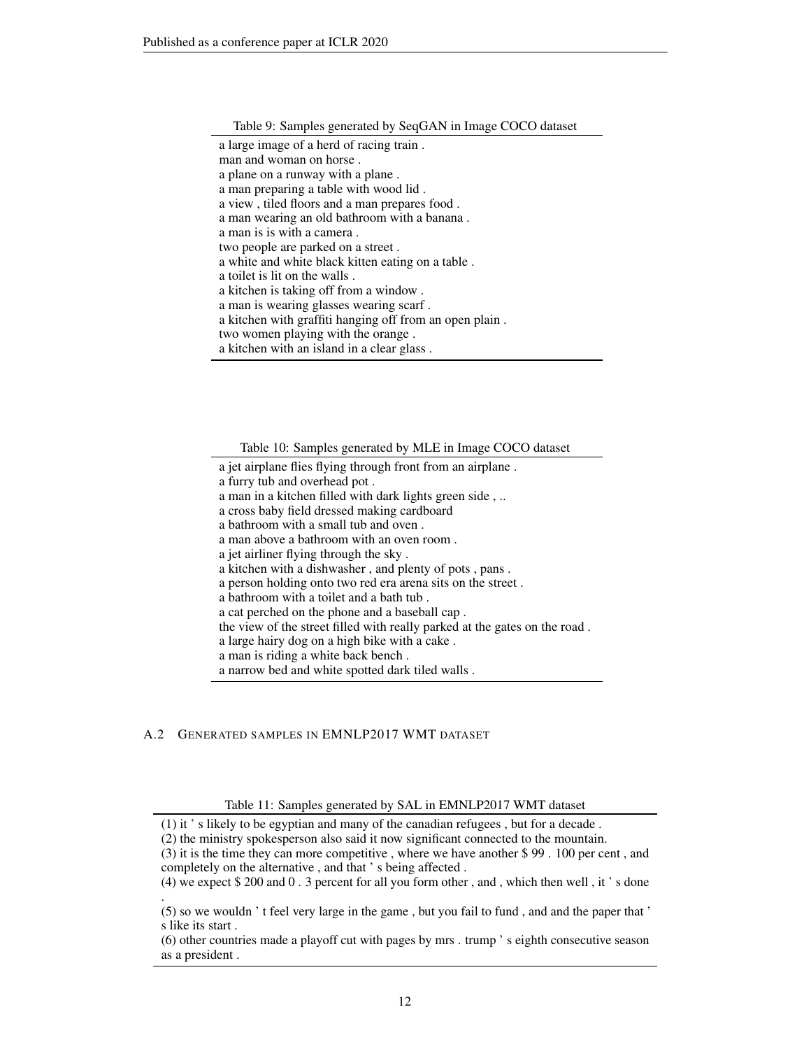Table 9: Samples generated by SeqGAN in Image COCO dataset

| |
|---|
| a large image of a herd of racing train . |
| man and woman on horse . |
| a plane on a runway with a plane . |
| a man preparing a table with wood lid . |
| a view , tiled floors and a man prepares food . |
| a man wearing an old bathroom with a banana . |
| a man is is with a camera . |
| two people are parked on a street . |
| a white and white black kitten eating on a table . |
| a toilet is lit on the walls . |
| a kitchen is taking off from a window . |
| a man is wearing glasses wearing scarf . |
| a kitchen with graffiti hanging off from an open plain . |
| two women playing with the orange . |
| a kitchen with an island in a clear glass . |

Table 10: Samples generated by MLE in Image COCO dataset

| |
|---|
| a jet airplane flies flying through front from an airplane . |
| a furry tub and overhead pot . |
| a man in a kitchen filled with dark lights green side , .. |
| a cross baby field dressed making cardboard |
| a bathroom with a small tub and oven . |
| a man above a bathroom with an oven room . |
| a jet airliner flying through the sky . |
| a kitchen with a dishwasher , and plenty of pots , pans . |
| a person holding onto two red era arena sits on the street . |
| a bathroom with a toilet and a bath tub . |
| a cat perched on the phone and a baseball cap . |
| the view of the street filled with really parked at the gates on the road . |
| a large hairy dog on a high bike with a cake . |
| a man is riding a white back bench . |
| a narrow bed and white spotted dark tiled walls . |

## A.2 Generated samples in EMNLP2017 WMT dataset

Table 11: Samples generated by SAL in EMNLP2017 WMT dataset

| |
|---|
| (1) it ' s likely to be egyptian and many of the canadian refugees , but for a decade . |
| (2) the ministry spokesperson also said it now significant connected to the mountain. |
| (3) it is the time they can more competitive , where we have another $ 99 . 100 per cent , and completely on the alternative , and that ' s being affected . |
| (4) we expect $ 200 and 0 . 3 percent for all you form other , and , which then well , it ' s done . |
| (5) so we wouldn ' t feel very large in the game , but you fail to fund , and and the paper that ' s like its start . |
| (6) other countries made a playoff cut with pages by mrs . trump ' s eighth consecutive season as a president . |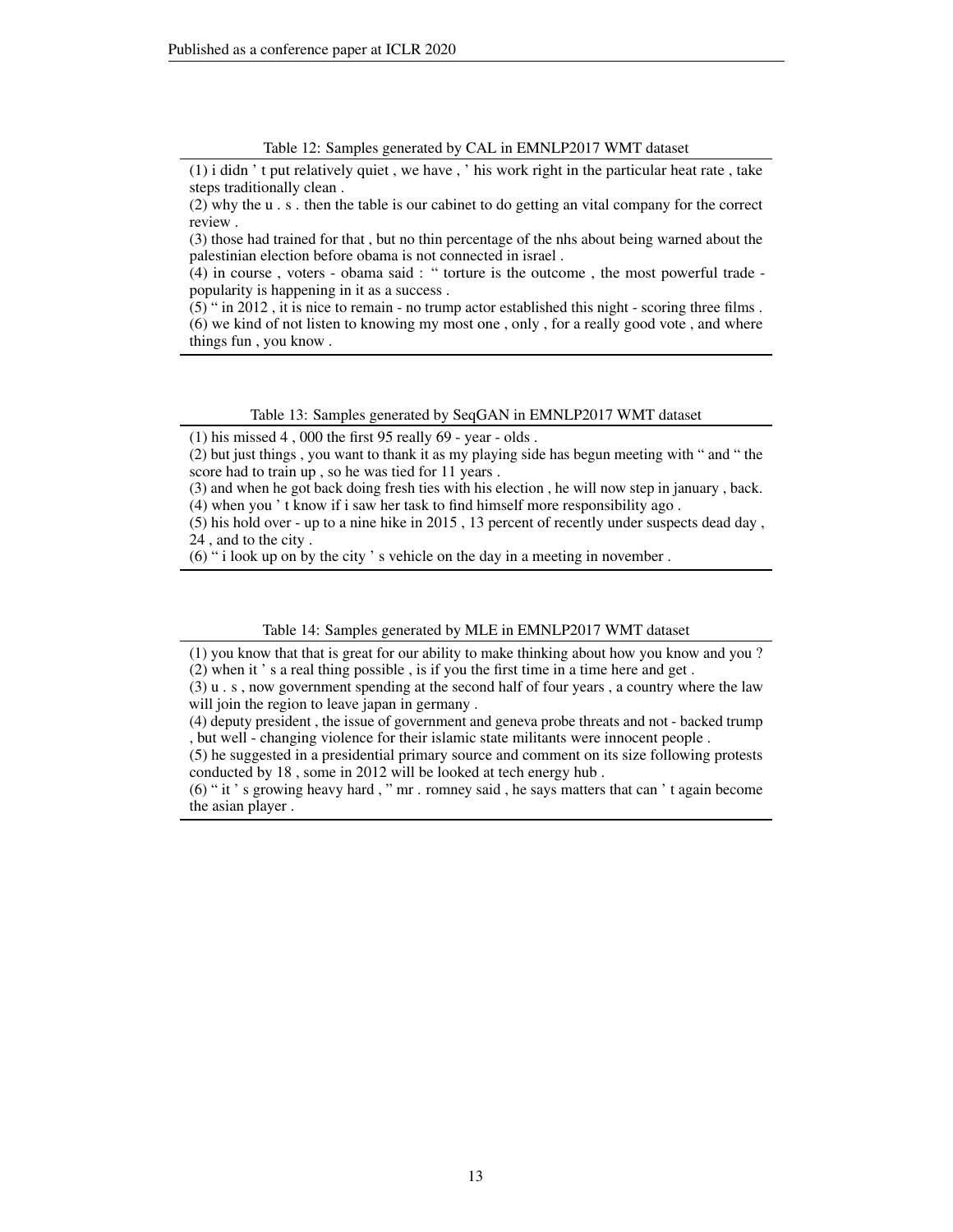Table 12: Samples generated by CAL in EMNLP2017 WMT dataset

| |
|---|
| (1) i didn ' t put relatively quiet , we have , ' his work right in the particular heat rate , take steps traditionally clean . |
| (2) why the u . s . then the table is our cabinet to do getting an vital company for the correct review . |
| (3) those had trained for that , but no thin percentage of the nhs about being warned about the palestinian election before obama is not connected in israel . |
| (4) in course , voters - obama said : " torture is the outcome , the most powerful trade - popularity is happening in it as a success . |
| (5) " in 2012 , it is nice to remain - no trump actor established this night - scoring three films . |
| (6) we kind of not listen to knowing my most one , only , for a really good vote , and where things fun , you know . |

Table 13: Samples generated by SeqGAN in EMNLP2017 WMT dataset

| |
|---|
| (1) his missed 4 , 000 the first 95 really 69 - year - olds . |
| (2) but just things , you want to thank it as my playing side has begun meeting with " and " the score had to train up , so he was tied for 11 years . |
| (3) and when he got back doing fresh ties with his election , he will now step in january , back. |
| (4) when you ' t know if i saw her task to find himself more responsibility ago . |
| (5) his hold over - up to a nine hike in 2015 , 13 percent of recently under suspects dead day , 24 , and to the city . |
| (6) " i look up on by the city ' s vehicle on the day in a meeting in november . |

Table 14: Samples generated by MLE in EMNLP2017 WMT dataset

| |
|---|
| (1) you know that that is great for our ability to make thinking about how you know and you ? |
| (2) when it ' s a real thing possible , is if you the first time in a time here and get . |
| (3) u . s , now government spending at the second half of four years , a country where the law will join the region to leave japan in germany . |
| (4) deputy president , the issue of government and geneva probe threats and not - backed trump , but well - changing violence for their islamic state militants were innocent people . |
| (5) he suggested in a presidential primary source and comment on its size following protests conducted by 18 , some in 2012 will be looked at tech energy hub . |
| (6) " it ' s growing heavy hard , " mr . romney said , he says matters that can ' t again become the asian player . |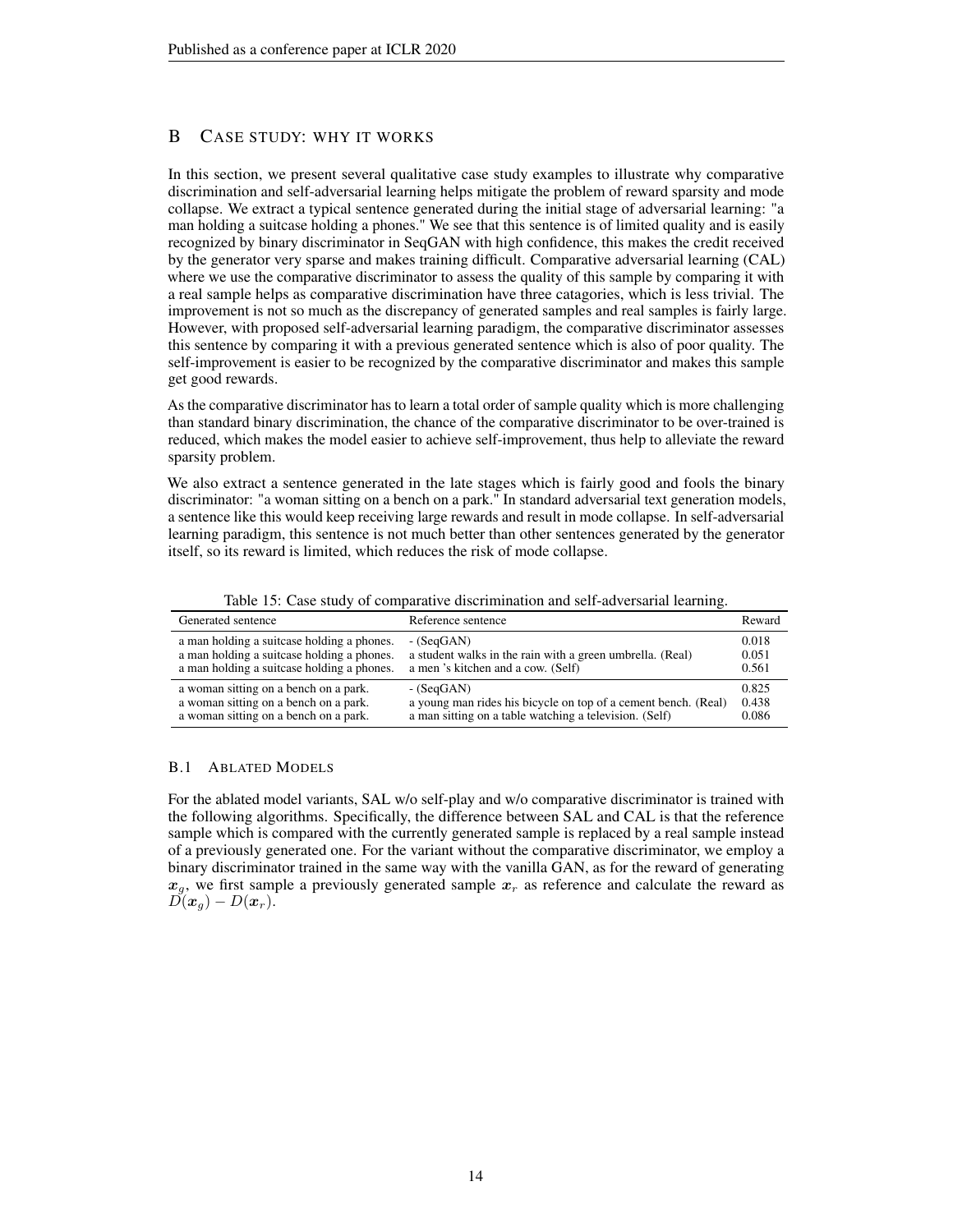## B Case study: why it works

In this section, we present several qualitative case study examples to illustrate why comparative discrimination and self-adversarial learning helps mitigate the problem of reward sparsity and mode collapse. We extract a typical sentence generated during the initial stage of adversarial learning: "a man holding a suitcase holding a phones." We see that this sentence is of limited quality and is easily recognized by binary discriminator in SeqGAN with high confidence, this makes the credit received by the generator very sparse and makes training difficult. Comparative adversarial learning (CAL) where we use the comparative discriminator to assess the quality of this sample by comparing it with a real sample helps as comparative discrimination have three catagories, which is less trivial. The improvement is not so much as the discrepancy of generated samples and real samples is fairly large. However, with proposed self-adversarial learning paradigm, the comparative discriminator assesses this sentence by comparing it with a previous generated sentence which is also of poor quality. The self-improvement is easier to be recognized by the comparative discriminator and makes this sample get good rewards.

As the comparative discriminator has to learn a total order of sample quality which is more challenging than standard binary discrimination, the chance of the comparative discriminator to be over-trained is reduced, which makes the model easier to achieve self-improvement, thus help to alleviate the reward sparsity problem.

We also extract a sentence generated in the late stages which is fairly good and fools the binary discriminator: "a woman sitting on a bench on a park." In standard adversarial text generation models, a sentence like this would keep receiving large rewards and result in mode collapse. In self-adversarial learning paradigm, this sentence is not much better than other sentences generated by the generator itself, so its reward is limited, which reduces the risk of mode collapse.

Table 15: Case study of comparative discrimination and self-adversarial learning.

| Generated sentence | Reference sentence | Reward |
|---|---|---|
| a man holding a suitcase holding a phones. | - (SeqGAN) | 0.018 |
| a man holding a suitcase holding a phones. | a student walks in the rain with a green umbrella. (Real) | 0.051 |
| a man holding a suitcase holding a phones. | a men 's kitchen and a cow. (Self) | 0.561 |
| a woman sitting on a bench on a park. | - (SeqGAN) | 0.825 |
| a woman sitting on a bench on a park. | a young man rides his bicycle on top of a cement bench. (Real) | 0.438 |
| a woman sitting on a bench on a park. | a man sitting on a table watching a television. (Self) | 0.086 |

### B.1 Ablated Models

For the ablated model variants, SAL w/o self-play and w/o comparative discriminator is trained with the following algorithms. Specifically, the difference between SAL and CAL is that the reference sample which is compared with the currently generated sample is replaced by a real sample instead of a previously generated one. For the variant without the comparative discriminator, we employ a binary discriminator trained in the same way with the vanilla GAN, as for the reward of generating $\boldsymbol{x}_g$, we first sample a previously generated sample $\boldsymbol{x}_r$ as reference and calculate the reward as $D(\boldsymbol{x}_g) - D(\boldsymbol{x}_r)$.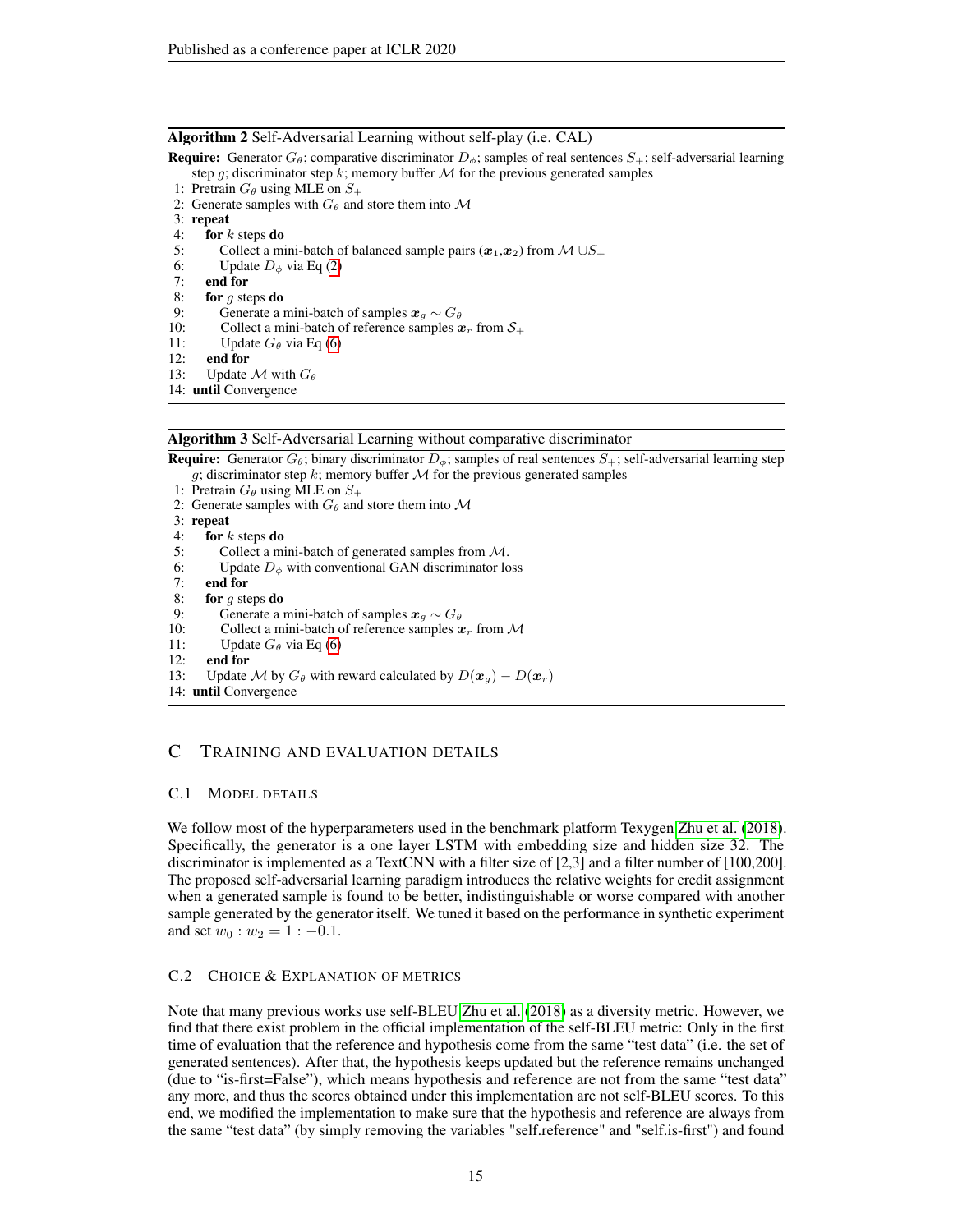**Algorithm 2** Self-Adversarial Learning without self-play (i.e. CAL)

**Require:** Generator $G_\theta$; comparative discriminator $D_\phi$; samples of real sentences $S_+$; self-adversarial learning step $g$; discriminator step $k$; memory buffer $\mathcal{M}$ for the previous generated samples

1: Pretrain $G_\theta$ using MLE on $S_+$
2: Generate samples with $G_\theta$ and store them into $\mathcal{M}$
3: **repeat**
4: &nbsp;&nbsp;&nbsp;&nbsp;**for** $k$ steps **do**
5: &nbsp;&nbsp;&nbsp;&nbsp;&nbsp;&nbsp;&nbsp;&nbsp;Collect a mini-batch of balanced sample pairs ($\boldsymbol{x}_1$,$\boldsymbol{x}_2$) from $\mathcal{M} \cup S_+$
6: &nbsp;&nbsp;&nbsp;&nbsp;&nbsp;&nbsp;&nbsp;&nbsp;Update $D_\phi$ via Eq (2)
7: &nbsp;&nbsp;&nbsp;&nbsp;**end for**
8: &nbsp;&nbsp;&nbsp;&nbsp;**for** $g$ steps **do**
9: &nbsp;&nbsp;&nbsp;&nbsp;&nbsp;&nbsp;&nbsp;&nbsp;Generate a mini-batch of samples $\boldsymbol{x}_g \sim G_\theta$
10: &nbsp;&nbsp;&nbsp;&nbsp;&nbsp;&nbsp;&nbsp;Collect a mini-batch of reference samples $\boldsymbol{x}_r$ from $\mathcal{S}_+$
11: &nbsp;&nbsp;&nbsp;&nbsp;&nbsp;&nbsp;&nbsp;Update $G_\theta$ via Eq (6)
12: &nbsp;&nbsp;&nbsp;**end for**
13: &nbsp;&nbsp;&nbsp;Update $\mathcal{M}$ with $G_\theta$
14: **until** Convergence

**Algorithm 3** Self-Adversarial Learning without comparative discriminator

**Require:** Generator $G_\theta$; binary discriminator $D_\phi$; samples of real sentences $S_+$; self-adversarial learning step $g$; discriminator step $k$; memory buffer $\mathcal{M}$ for the previous generated samples

1: Pretrain $G_\theta$ using MLE on $S_+$
2: Generate samples with $G_\theta$ and store them into $\mathcal{M}$
3: **repeat**
4: &nbsp;&nbsp;&nbsp;&nbsp;**for** $k$ steps **do**
5: &nbsp;&nbsp;&nbsp;&nbsp;&nbsp;&nbsp;&nbsp;&nbsp;Collect a mini-batch of generated samples from $\mathcal{M}$.
6: &nbsp;&nbsp;&nbsp;&nbsp;&nbsp;&nbsp;&nbsp;&nbsp;Update $D_\phi$ with conventional GAN discriminator loss
7: &nbsp;&nbsp;&nbsp;&nbsp;**end for**
8: &nbsp;&nbsp;&nbsp;&nbsp;**for** $g$ steps **do**
9: &nbsp;&nbsp;&nbsp;&nbsp;&nbsp;&nbsp;&nbsp;&nbsp;Generate a mini-batch of samples $\boldsymbol{x}_g \sim G_\theta$
10: &nbsp;&nbsp;&nbsp;&nbsp;&nbsp;&nbsp;&nbsp;Collect a mini-batch of reference samples $\boldsymbol{x}_r$ from $\mathcal{M}$
11: &nbsp;&nbsp;&nbsp;&nbsp;&nbsp;&nbsp;&nbsp;Update $G_\theta$ via Eq (6)
12: &nbsp;&nbsp;&nbsp;**end for**
13: &nbsp;&nbsp;&nbsp;Update $\mathcal{M}$ by $G_\theta$ with reward calculated by $D(\boldsymbol{x}_g) - D(\boldsymbol{x}_r)$
14: **until** Convergence

# C Training and Evaluation Details

## C.1 Model Details

We follow most of the hyperparameters used in the benchmark platform Texygen Zhu et al. (2018). Specifically, the generator is a one layer LSTM with embedding size and hidden size 32. The discriminator is implemented as a TextCNN with a filter size of [2,3] and a filter number of [100,200]. The proposed self-adversarial learning paradigm introduces the relative weights for credit assignment when a generated sample is found to be better, indistinguishable or worse compared with another sample generated by the generator itself. We tuned it based on the performance in synthetic experiment and set $w_0 : w_2 = 1 : -0.1$.

## C.2 Choice & Explanation of Metrics

Note that many previous works use self-BLEU Zhu et al. (2018) as a diversity metric. However, we find that there exist problem in the official implementation of the self-BLEU metric: Only in the first time of evaluation that the reference and hypothesis come from the same "test data" (i.e. the set of generated sentences). After that, the hypothesis keeps updated but the reference remains unchanged (due to "is-first=False"), which means hypothesis and reference are not from the same "test data" any more, and thus the scores obtained under this implementation are not self-BLEU scores. To this end, we modified the implementation to make sure that the hypothesis and reference are always from the same "test data" (by simply removing the variables "self.reference" and "self.is-first") and found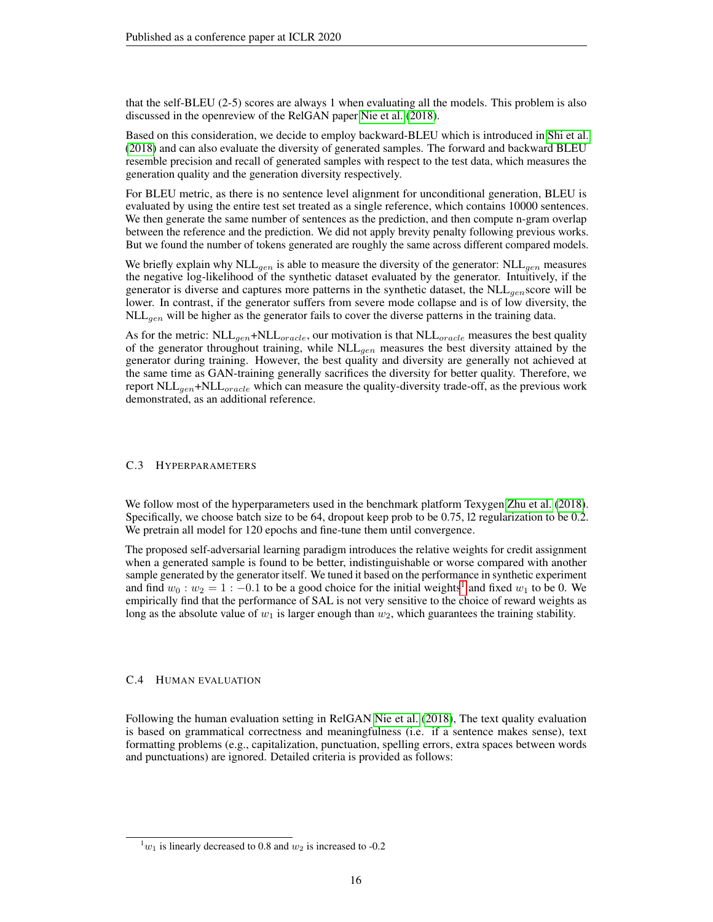that the self-BLEU (2-5) scores are always 1 when evaluating all the models. This problem is also discussed in the openreview of the RelGAN paper Nie et al. (2018).

Based on this consideration, we decide to employ backward-BLEU which is introduced in Shi et al. (2018) and can also evaluate the diversity of generated samples. The forward and backward BLEU resemble precision and recall of generated samples with respect to the test data, which measures the generation quality and the generation diversity respectively.

For BLEU metric, as there is no sentence level alignment for unconditional generation, BLEU is evaluated by using the entire test set treated as a single reference, which contains 10000 sentences. We then generate the same number of sentences as the prediction, and then compute n-gram overlap between the reference and the prediction. We did not apply brevity penalty following previous works. But we found the number of tokens generated are roughly the same across different compared models.

We briefly explain why $\text{NLL}_{gen}$ is able to measure the diversity of the generator: $\text{NLL}_{gen}$ measures the negative log-likelihood of the synthetic dataset evaluated by the generator. Intuitively, if the generator is diverse and captures more patterns in the synthetic dataset, the $\text{NLL}_{gen}$score will be lower. In contrast, if the generator suffers from severe mode collapse and is of low diversity, the $\text{NLL}_{gen}$ will be higher as the generator fails to cover the diverse patterns in the training data.

As for the metric: $\text{NLL}_{gen}$+$\text{NLL}_{oracle}$, our motivation is that $\text{NLL}_{oracle}$ measures the best quality of the generator throughout training, while $\text{NLL}_{gen}$ measures the best diversity attained by the generator during training. However, the best quality and diversity are generally not achieved at the same time as GAN-training generally sacrifices the diversity for better quality. Therefore, we report $\text{NLL}_{gen}$+$\text{NLL}_{oracle}$ which can measure the quality-diversity trade-off, as the previous work demonstrated, as an additional reference.

### C.3 Hyperparameters

We follow most of the hyperparameters used in the benchmark platform Texygen Zhu et al. (2018). Specifically, we choose batch size to be 64, dropout keep prob to be 0.75, l2 regularization to be 0.2. We pretrain all model for 120 epochs and fine-tune them until convergence.

The proposed self-adversarial learning paradigm introduces the relative weights for credit assignment when a generated sample is found to be better, indistinguishable or worse compared with another sample generated by the generator itself. We tuned it based on the performance in synthetic experiment and find $w_0 : w_2 = 1 : -0.1$ to be a good choice for the initial weights[1] and fixed $w_1$ to be 0. We empirically find that the performance of SAL is not very sensitive to the choice of reward weights as long as the absolute value of $w_1$ is larger enough than $w_2$, which guarantees the training stability.

### C.4 Human evaluation

Following the human evaluation setting in RelGAN Nie et al. (2018), The text quality evaluation is based on grammatical correctness and meaningfulness (i.e. if a sentence makes sense), text formatting problems (e.g., capitalization, punctuation, spelling errors, extra spaces between words and punctuations) are ignored. Detailed criteria is provided as follows:

[1] $w_1$ is linearly decreased to 0.8 and $w_2$ is increased to -0.2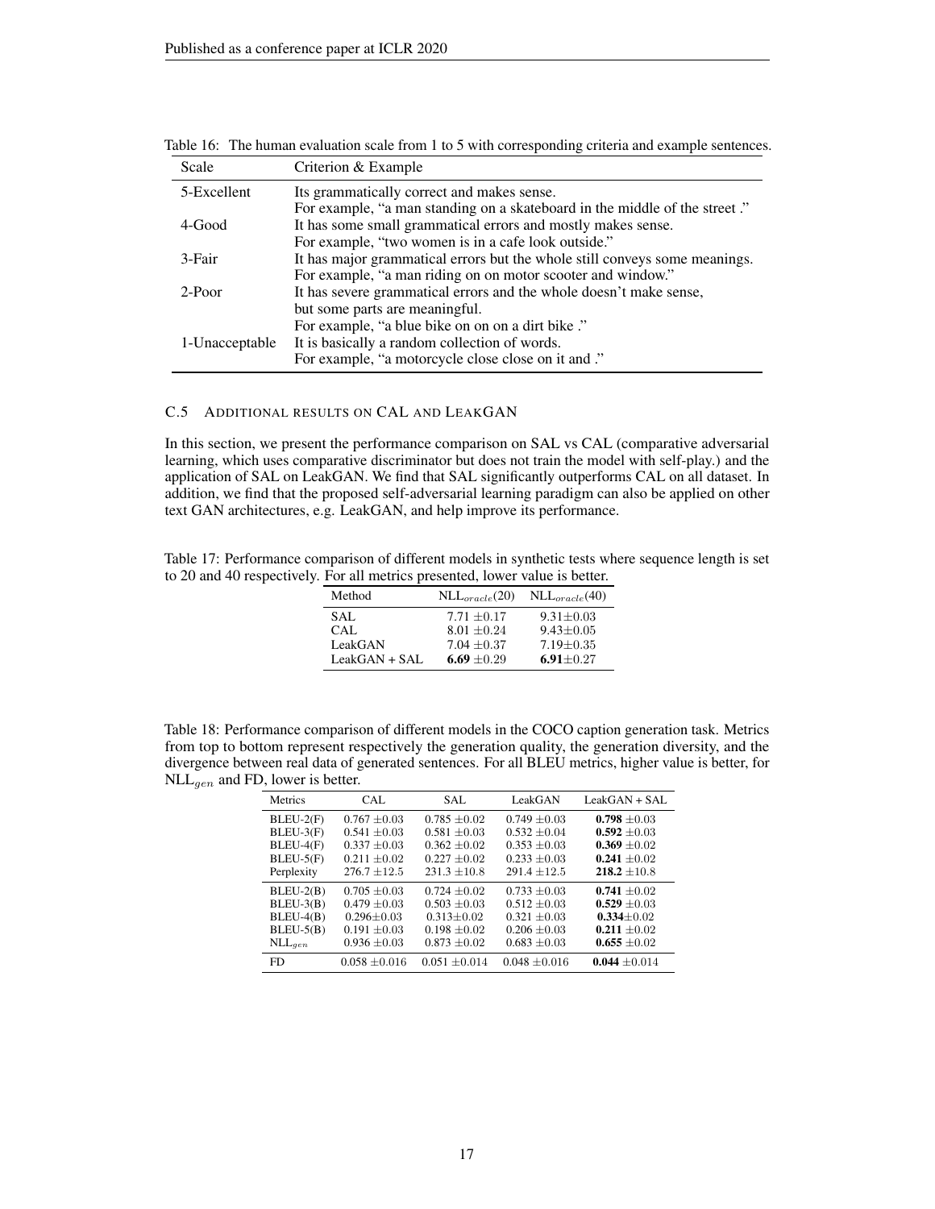Table 16: The human evaluation scale from 1 to 5 with corresponding criteria and example sentences.

| Scale | Criterion & Example |
| --- | --- |
| 5-Excellent | Its grammatically correct and makes sense. For example, "a man standing on a skateboard in the middle of the street ." |
| 4-Good | It has some small grammatical errors and mostly makes sense. For example, "two women is in a cafe look outside." |
| 3-Fair | It has major grammatical errors but the whole still conveys some meanings. For example, "a man riding on on motor scooter and window." |
| 2-Poor | It has severe grammatical errors and the whole doesn't make sense, but some parts are meaningful. For example, "a blue bike on on on a dirt bike ." |
| 1-Unacceptable | It is basically a random collection of words. For example, "a motorcycle close close on it and ." |

### C.5 Additional results on CAL and LeakGAN

In this section, we present the performance comparison on SAL vs CAL (comparative adversarial learning, which uses comparative discriminator but does not train the model with self-play.) and the application of SAL on LeakGAN. We find that SAL significantly outperforms CAL on all dataset. In addition, we find that the proposed self-adversarial learning paradigm can also be applied on other text GAN architectures, e.g. LeakGAN, and help improve its performance.

Table 17: Performance comparison of different models in synthetic tests where sequence length is set to 20 and 40 respectively. For all metrics presented, lower value is better.

| Method | $\text{NLL}_{oracle}(20)$ | $\text{NLL}_{oracle}(40)$ |
| --- | --- | --- |
| SAL | $7.71 \pm 0.17$ | $9.31 \pm 0.03$ |
| CAL | $8.01 \pm 0.24$ | $9.43 \pm 0.05$ |
| LeakGAN | $7.04 \pm 0.37$ | $7.19 \pm 0.35$ |
| LeakGAN + SAL | **6.69** $\pm 0.29$ | **6.91** $\pm 0.27$ |

Table 18: Performance comparison of different models in the COCO caption generation task. Metrics from top to bottom represent respectively the generation quality, the generation diversity, and the divergence between real data of generated sentences. For all BLEU metrics, higher value is better, for $\text{NLL}_{gen}$ and FD, lower is better.

| Metrics | CAL | SAL | LeakGAN | LeakGAN + SAL |
| --- | --- | --- | --- | --- |
| BLEU-2(F) | $0.767 \pm 0.03$ | $0.785 \pm 0.02$ | $0.749 \pm 0.03$ | **0.798** $\pm 0.03$ |
| BLEU-3(F) | $0.541 \pm 0.03$ | $0.581 \pm 0.03$ | $0.532 \pm 0.04$ | **0.592** $\pm 0.03$ |
| BLEU-4(F) | $0.337 \pm 0.03$ | $0.362 \pm 0.02$ | $0.353 \pm 0.03$ | **0.369** $\pm 0.02$ |
| BLEU-5(F) | $0.211 \pm 0.02$ | $0.227 \pm 0.02$ | $0.233 \pm 0.03$ | **0.241** $\pm 0.02$ |
| Perplexity | $276.7 \pm 12.5$ | $231.3 \pm 10.8$ | $291.4 \pm 12.5$ | **218.2** $\pm 10.8$ |
| BLEU-2(B) | $0.705 \pm 0.03$ | $0.724 \pm 0.02$ | $0.733 \pm 0.03$ | **0.741** $\pm 0.02$ |
| BLEU-3(B) | $0.479 \pm 0.03$ | $0.503 \pm 0.03$ | $0.512 \pm 0.03$ | **0.529** $\pm 0.03$ |
| BLEU-4(B) | $0.296 \pm 0.03$ | $0.313 \pm 0.02$ | $0.321 \pm 0.03$ | **0.334** $\pm 0.02$ |
| BLEU-5(B) | $0.191 \pm 0.03$ | $0.198 \pm 0.02$ | $0.206 \pm 0.03$ | **0.211** $\pm 0.02$ |
| $\text{NLL}_{gen}$ | $0.936 \pm 0.03$ | $0.873 \pm 0.02$ | $0.683 \pm 0.03$ | **0.655** $\pm 0.02$ |
| FD | $0.058 \pm 0.016$ | $0.051 \pm 0.014$ | $0.048 \pm 0.016$ | **0.044** $\pm 0.014$ |